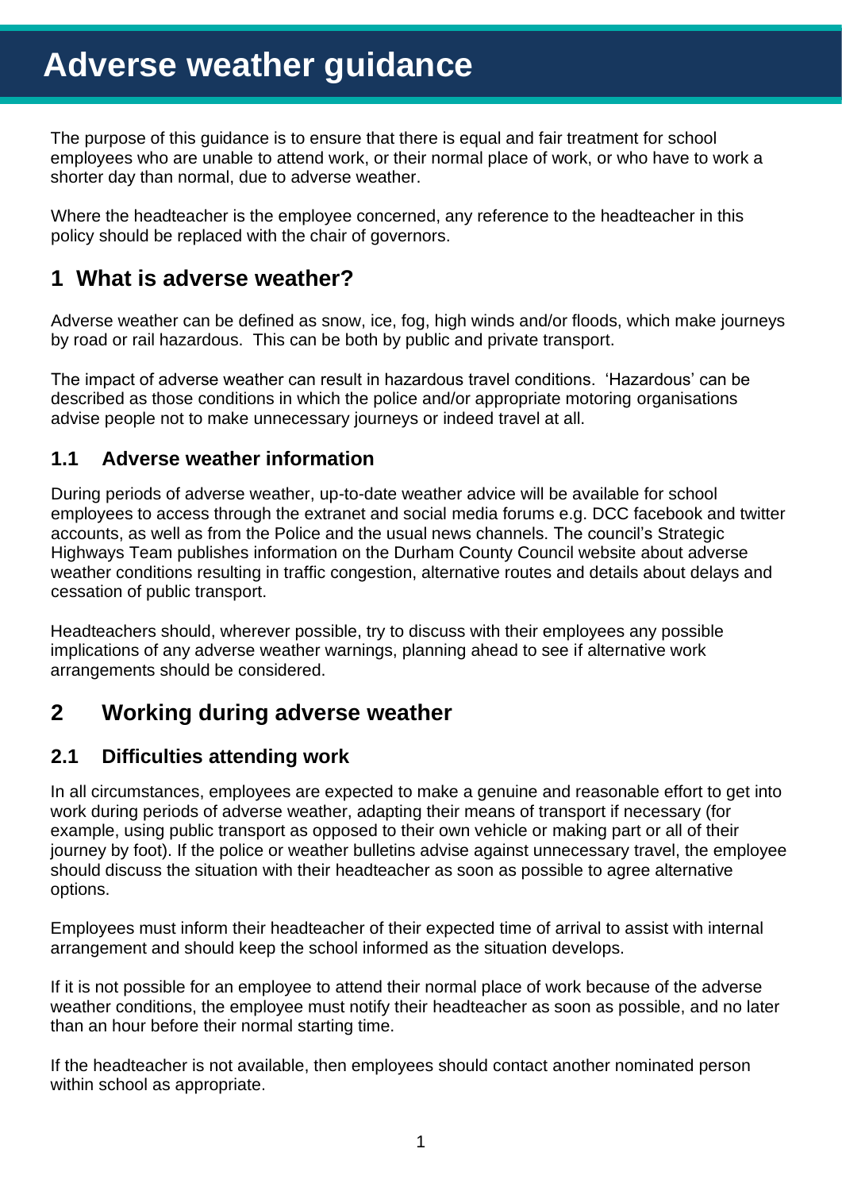# Adverse weather guidance

The purpose of this guidance is to ensure that there is equal and fair treatment for school employees who are unable to attend work, or their normal place of work, or who have to work a shorter day than normal, due to adverse weather.

Where the headteacher is the employee concerned, any reference to the headteacher in this policy should be replaced with the chair of governors.

## 1 What is adverse weather?

Adverse weather can be defined as snow, ice, fog, high winds and/or floods, which make journeys by road or rail hazardous. This can be both by public and private transport.

The impact of adverse weather can result in hazardous travel conditions. 'Hazardous' can be described as those conditions in which the police and/or appropriate motoring organisations advise people not to make unnecessary journeys or indeed travel at all.

### 1.1 Adverse weather information

During periods of adverse weather, up-to-date weather advice will be available for school employees to access through the extranet and social media forums e.g. DCC facebook and twitter accounts, as well as from the Police and the usual news channels. The council's Strategic Highways Team publishes information on the Durham County Council website about adverse weather conditions resulting in traffic congestion, alternative routes and details about delays and cessation of public transport.

Headteachers should, wherever possible, try to discuss with their employees any possible implications of any adverse weather warnings, planning ahead to see if alternative work arrangements should be considered.

## 2 Working during adverse weather

### 2.1 Difficulties attending work

In all circumstances, employees are expected to make a genuine and reasonable effort to get into work during periods of adverse weather, adapting their means of transport if necessary (for example, using public transport as opposed to their own vehicle or making part or all of their journey by foot). If the police or weather bulletins advise against unnecessary travel, the employee should discuss the situation with their headteacher as soon as possible to agree alternative options.

Employees must inform their headteacher of their expected time of arrival to assist with internal arrangement and should keep the school informed as the situation develops.

If it is not possible for an employee to attend their normal place of work because of the adverse weather conditions, the employee must notify their headteacher as soon as possible, and no later than an hour before their normal starting time.

If the headteacher is not available, then employees should contact another nominated person within school as appropriate.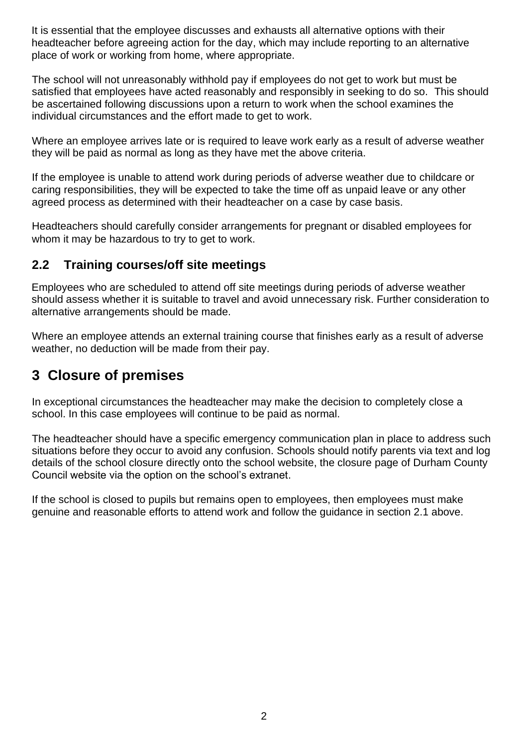It is essential that the employee discusses and exhausts all alternative options with their headteacher before agreeing action for the day, which may include reporting to an alternative place of work or working from home, where appropriate.

The school will not unreasonably withhold pay if employees do not get to work but must be satisfied that employees have acted reasonably and responsibly in seeking to do so. This should be ascertained following discussions upon a return to work when the school examines the individual circumstances and the effort made to get to work.

Where an employee arrives late or is required to leave work early as a result of adverse weather they will be paid as normal as long as they have met the above criteria.

If the employee is unable to attend work during periods of adverse weather due to childcare or caring responsibilities, they will be expected to take the time off as unpaid leave or any other agreed process as determined with their headteacher on a case by case basis.

Headteachers should carefully consider arrangements for pregnant or disabled employees for whom it may be hazardous to try to get to work.

### 2.2 Training courses/off site meetings

Employees who are scheduled to attend off site meetings during periods of adverse weather should assess whether it is suitable to travel and avoid unnecessary risk. Further consideration to alternative arrangements should be made.

Where an employee attends an external training course that finishes early as a result of adverse weather, no deduction will be made from their pay.

## 3 Closure of premises

In exceptional circumstances the headteacher may make the decision to completely close a school. In this case employees will continue to be paid as normal.

The headteacher should have a specific emergency communication plan in place to address such situations before they occur to avoid any confusion. Schools should notify parents via text and log details of the school closure directly onto the school website, the closure page of Durham County Council website via the option on the school's extranet.

If the school is closed to pupils but remains open to employees, then employees must make genuine and reasonable efforts to attend work and follow the guidance in section 2.1 above.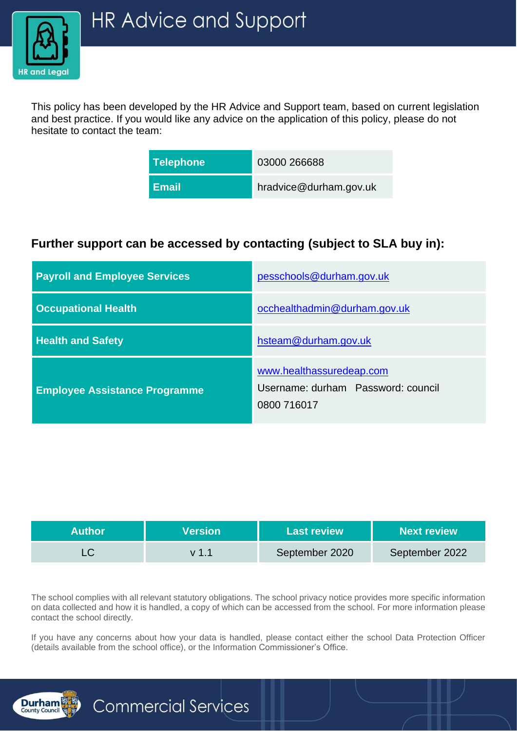# HR Advice and Support

HR and Legal

This policy has been developed by the HR Advice and Support team, based on current legislation and best practice. If you would like any advice on the application of this policy, please do not hesitate to contact the team:

| | |
|---|---|
| **Telephone** | 03000 266688 |
| **Email** | hradvice@durham.gov.uk |

### Further support can be accessed by contacting (subject to SLA buy in):

| | |
|---|---|
| **Payroll and Employee Services** | pesschools@durham.gov.uk |
| **Occupational Health** | occhealthadmin@durham.gov.uk |
| **Health and Safety** | hsteam@durham.gov.uk |
| **Employee Assistance Programme** | www.healthassuredeap.com<br>Username: durham   Password: council<br>0800 716017 |

| Author | Version | Last review | Next review |
|---|---|---|---|
| LC | v 1.1 | September 2020 | September 2022 |

The school complies with all relevant statutory obligations. The school privacy notice provides more specific information on data collected and how it is handled, a copy of which can be accessed from the school. For more information please contact the school directly.

If you have any concerns about how your data is handled, please contact either the school Data Protection Officer (details available from the school office), or the Information Commissioner's Office.

Durham County Council Commercial Services